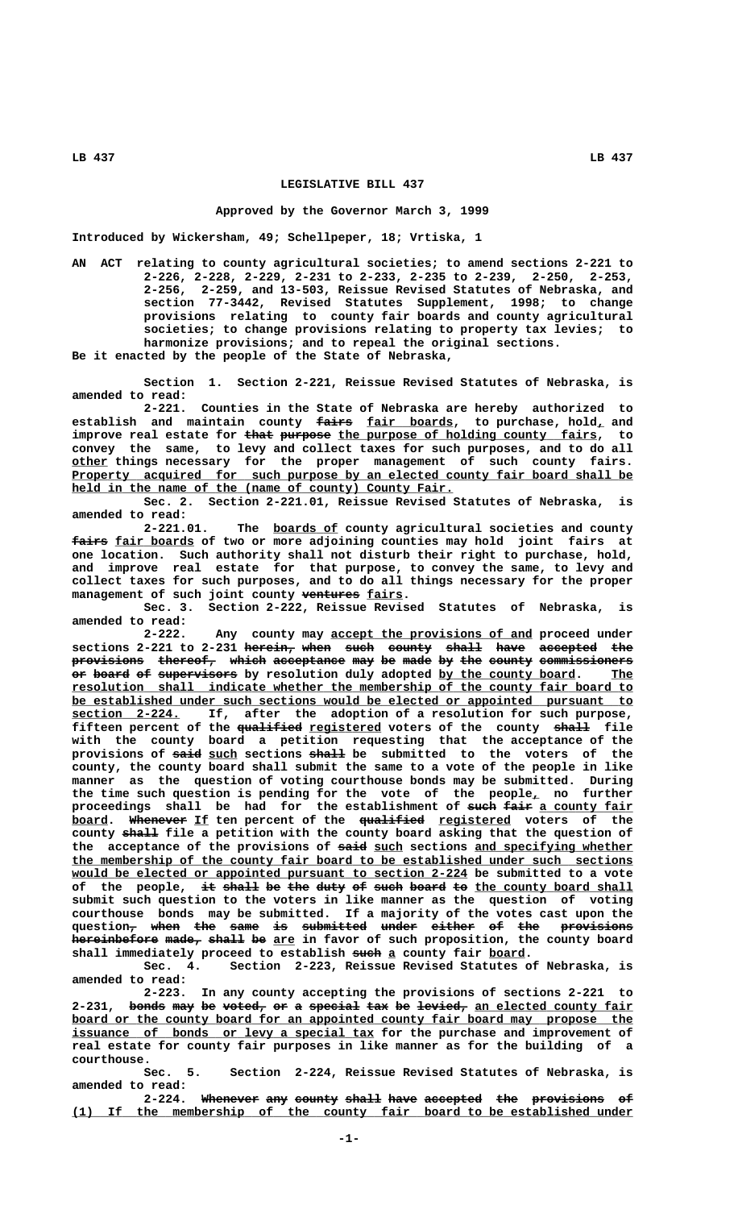# LEGISLATIVE BILL 437

**Approved by the Governor March 3, 1999**

**Introduced by Wickersham, 49; Schellpeper, 18; Vrtiska, 1**

AN ACT relating to county agricultural societies; to amend sections 2-221 to 2-226, 2-228, 2-229, 2-231 to 2-233, 2-235 to 2-239, 2-250, 2-253, 2-256, 2-259, and 13-503, Reissue Revised Statutes of Nebraska, and section 77-3442, Revised Statutes Supplement, 1998; to change provisions relating to county fair boards and county agricultural societies; to change provisions relating to property tax levies; to harmonize provisions; and to repeal the original sections.

Be it enacted by the people of the State of Nebraska,

Section 1. Section 2-221, Reissue Revised Statutes of Nebraska, is amended to read:

2-221. Counties in the State of Nebraska are hereby authorized to establish and maintain county ~~fairs~~ fair boards, to purchase, hold, and improve real estate for ~~that purpose~~ the purpose of holding county fairs, to convey the same, to levy and collect taxes for such purposes, and to do all other things necessary for the proper management of such county fairs. Property acquired for such purpose by an elected county fair board shall be held in the name of the (name of county) County Fair.

Sec. 2. Section 2-221.01, Reissue Revised Statutes of Nebraska, is amended to read:

2-221.01. The boards of county agricultural societies and county ~~fairs~~ fair boards of two or more adjoining counties may hold joint fairs at one location. Such authority shall not disturb their right to purchase, hold, and improve real estate for that purpose, to convey the same, to levy and collect taxes for such purposes, and to do all things necessary for the proper management of such joint county ~~ventures~~ fairs.

Sec. 3. Section 2-222, Reissue Revised Statutes of Nebraska, is amended to read:

2-222. Any county may accept the provisions of and proceed under sections 2-221 to 2-231 ~~herein, when such county shall have accepted the provisions thereof, which acceptance may be made by the county commissioners or board of supervisors~~ by resolution duly adopted by the county board. The resolution shall indicate whether the membership of the county fair board to be established under such sections would be elected or appointed pursuant to section 2-224. If, after the adoption of a resolution for such purpose, fifteen percent of the ~~qualified~~ registered voters of the county ~~shall~~ file with the county board a petition requesting that the acceptance of the provisions of ~~said~~ such sections ~~shall~~ be submitted to the voters of the county, the county board shall submit the same to a vote of the people in like manner as the question of voting courthouse bonds may be submitted. During the time such question is pending for the vote of the people, no further proceedings shall be had for the establishment of ~~such fair~~ a county fair board. ~~Whenever~~ If ten percent of the ~~qualified~~ registered voters of the county ~~shall~~ file a petition with the county board asking that the question of the acceptance of the provisions of ~~said~~ such sections and specifying whether the membership of the county fair board to be established under such sections would be elected or appointed pursuant to section 2-224 be submitted to a vote of the people, ~~it shall be the duty of such board to~~ the county board shall submit such question to the voters in like manner as the question of voting courthouse bonds may be submitted. If a majority of the votes cast upon the question~~, when the same is submitted under either of the provisions hereinbefore made, shall be~~ are in favor of such proposition, the county board shall immediately proceed to establish ~~such~~ a county fair board.

Sec. 4. Section 2-223, Reissue Revised Statutes of Nebraska, is amended to read:

2-223. In any county accepting the provisions of sections 2-221 to 2-231, ~~bonds may be voted, or a special tax be levied,~~ an elected county fair board or the county board for an appointed county fair board may propose the issuance of bonds or levy a special tax for the purchase and improvement of real estate for county fair purposes in like manner as for the building of a courthouse.

Sec. 5. Section 2-224, Reissue Revised Statutes of Nebraska, is amended to read:

2-224. ~~Whenever any county shall have accepted the provisions of~~ (1) If the membership of the county fair board to be established under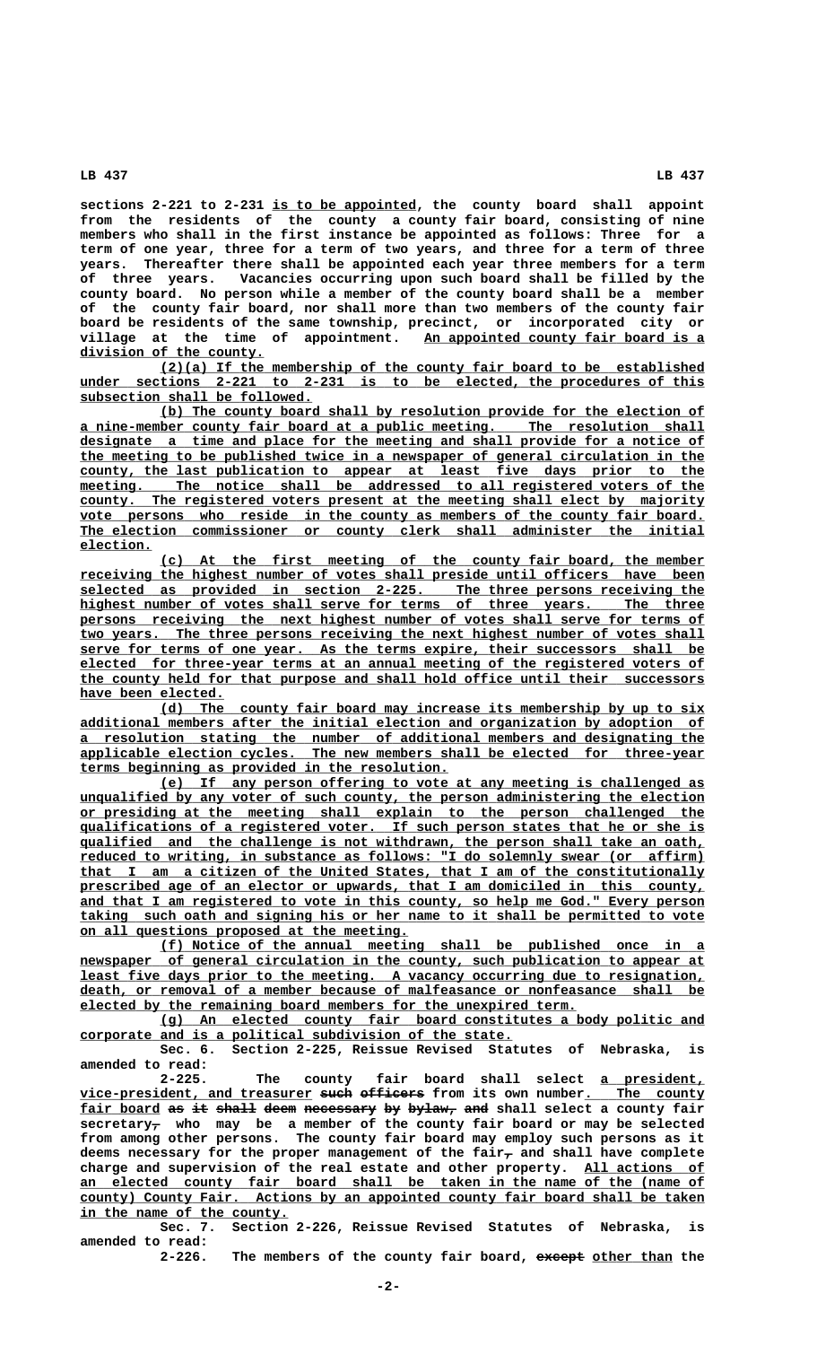sections 2-221 to 2-231 is to be appointed, the county board shall appoint from the residents of the county a county fair board, consisting of nine members who shall in the first instance be appointed as follows: Three for a term of one year, three for a term of two years, and three for a term of three years. Thereafter there shall be appointed each year three members for a term of three years. Vacancies occurring upon such board shall be filled by the county board. No person while a member of the county board shall be a member of the county fair board, nor shall more than two members of the county fair board be residents of the same township, precinct, or incorporated city or village at the time of appointment. An appointed county fair board is a division of the county.

(2)(a) If the membership of the county fair board to be established under sections 2-221 to 2-231 is to be elected, the procedures of this subsection shall be followed.

(b) The county board shall by resolution provide for the election of a nine-member county fair board at a public meeting. The resolution shall designate a time and place for the meeting and shall provide for a notice of the meeting to be published twice in a newspaper of general circulation in the county, the last publication to appear at least five days prior to the meeting. The notice shall be addressed to all registered voters of the county. The registered voters present at the meeting shall elect by majority vote persons who reside in the county as members of the county fair board. The election commissioner or county clerk shall administer the initial election.

(c) At the first meeting of the county fair board, the member receiving the highest number of votes shall preside until officers have been selected as provided in section 2-225. The three persons receiving the highest number of votes shall serve for terms of three years. The three persons receiving the next highest number of votes shall serve for terms of two years. The three persons receiving the next highest number of votes shall serve for terms of one year. As the terms expire, their successors shall be elected for three-year terms at an annual meeting of the registered voters of the county held for that purpose and shall hold office until their successors have been elected.

(d) The county fair board may increase its membership by up to six additional members after the initial election and organization by adoption of a resolution stating the number of additional members and designating the applicable election cycles. The new members shall be elected for three-year terms beginning as provided in the resolution.

(e) If any person offering to vote at any meeting is challenged as unqualified by any voter of such county, the person administering the election or presiding at the meeting shall explain to the person challenged the qualifications of a registered voter. If such person states that he or she is qualified and the challenge is not withdrawn, the person shall take an oath, reduced to writing, in substance as follows: "I do solemnly swear (or affirm) that I am a citizen of the United States, that I am of the constitutionally prescribed age of an elector or upwards, that I am domiciled in this county, and that I am registered to vote in this county, so help me God." Every person taking such oath and signing his or her name to it shall be permitted to vote on all questions proposed at the meeting.

(f) Notice of the annual meeting shall be published once in a newspaper of general circulation in the county, such publication to appear at least five days prior to the meeting. A vacancy occurring due to resignation, death, or removal of a member because of malfeasance or nonfeasance shall be elected by the remaining board members for the unexpired term.

(g) An elected county fair board constitutes a body politic and corporate and is a political subdivision of the state.

Sec. 6. Section 2-225, Reissue Revised Statutes of Nebraska, is amended to read:

2-225. The county fair board shall select a president, vice-president, and treasurer ~~such officers~~ from its own number. The county fair board ~~as it shall deem necessary by bylaw, and~~ shall select a county fair secretary~~,~~ who may be a member of the county fair board or may be selected from among other persons. The county fair board may employ such persons as it deems necessary for the proper management of the fair~~,~~ and shall have complete charge and supervision of the real estate and other property. All actions of an elected county fair board shall be taken in the name of the (name of county) County Fair. Actions by an appointed county fair board shall be taken in the name of the county.

Sec. 7. Section 2-226, Reissue Revised Statutes of Nebraska, is amended to read:

2-226. The members of the county fair board, ~~except~~ other than the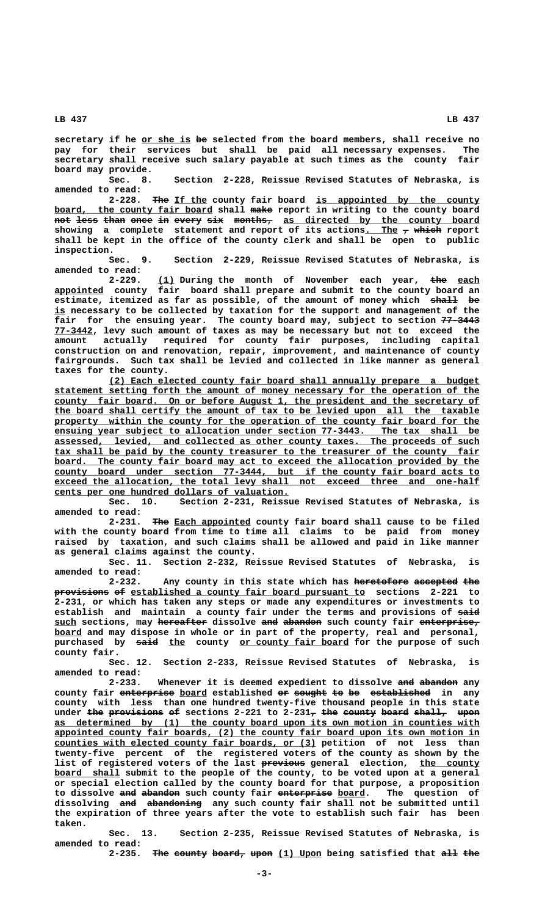secretary if he or she is be selected from the board members, shall receive no pay for their services but shall be paid all necessary expenses. The secretary shall receive such salary payable at such times as the county fair board may provide.

Sec. 8. Section 2-228, Reissue Revised Statutes of Nebraska, is amended to read:

2-228. The If the county fair board is appointed by the county board, the county fair board shall make report in writing to the county board not less than once in every six months, as directed by the county board showing a complete statement and report of its actions. The , which report shall be kept in the office of the county clerk and shall be open to public inspection.

Sec. 9. Section 2-229, Reissue Revised Statutes of Nebraska, is amended to read:

2-229. (1) During the month of November each year, the each appointed county fair board shall prepare and submit to the county board an estimate, itemized as far as possible, of the amount of money which shall be is necessary to be collected by taxation for the support and management of the fair for the ensuing year. The county board may, subject to section 77-3443 77-3442, levy such amount of taxes as may be necessary but not to exceed the amount actually required for county fair purposes, including capital construction on and renovation, repair, improvement, and maintenance of county fairgrounds. Such tax shall be levied and collected in like manner as general taxes for the county.

(2) Each elected county fair board shall annually prepare a budget statement setting forth the amount of money necessary for the operation of the county fair board. On or before August 1, the president and the secretary of the board shall certify the amount of tax to be levied upon all the taxable property within the county for the operation of the county fair board for the ensuing year subject to allocation under section 77-3443. The tax shall be assessed, levied, and collected as other county taxes. The proceeds of such tax shall be paid by the county treasurer to the treasurer of the county fair board. The county fair board may act to exceed the allocation provided by the county board under section 77-3444, but if the county fair board acts to exceed the allocation, the total levy shall not exceed three and one-half cents per one hundred dollars of valuation.

Sec. 10. Section 2-231, Reissue Revised Statutes of Nebraska, is amended to read:

2-231. The Each appointed county fair board shall cause to be filed with the county board from time to time all claims to be paid from money raised by taxation, and such claims shall be allowed and paid in like manner as general claims against the county.

Sec. 11. Section 2-232, Reissue Revised Statutes of Nebraska, is amended to read:

2-232. Any county in this state which has heretofore accepted the provisions of established a county fair board pursuant to sections 2-221 to 2-231, or which has taken any steps or made any expenditures or investments to establish and maintain a county fair under the terms and provisions of said such sections, may hereafter dissolve and abandon such county fair enterprise, board and may dispose in whole or in part of the property, real and personal, purchased by said the county or county fair board for the purpose of such county fair.

Sec. 12. Section 2-233, Reissue Revised Statutes of Nebraska, is amended to read:

2-233. Whenever it is deemed expedient to dissolve and abandon any county fair enterprise board established or sought to be established in any county with less than one hundred twenty-five thousand people in this state under the provisions of sections 2-221 to 2-231, the county board shall, upon as determined by (1) the county board upon its own motion in counties with appointed county fair boards, (2) the county fair board upon its own motion in counties with elected county fair boards, or (3) petition of not less than twenty-five percent of the registered voters of the county as shown by the list of registered voters of the last previous general election, the county board shall submit to the people of the county, to be voted upon at a general or special election called by the county board for that purpose, a proposition to dissolve and abandon such county fair enterprise board. The question of dissolving and abandoning any such county fair shall not be submitted until the expiration of three years after the vote to establish such fair has been taken.

Sec. 13. Section 2-235, Reissue Revised Statutes of Nebraska, is amended to read:

2-235. The county board, upon (1) Upon being satisfied that all the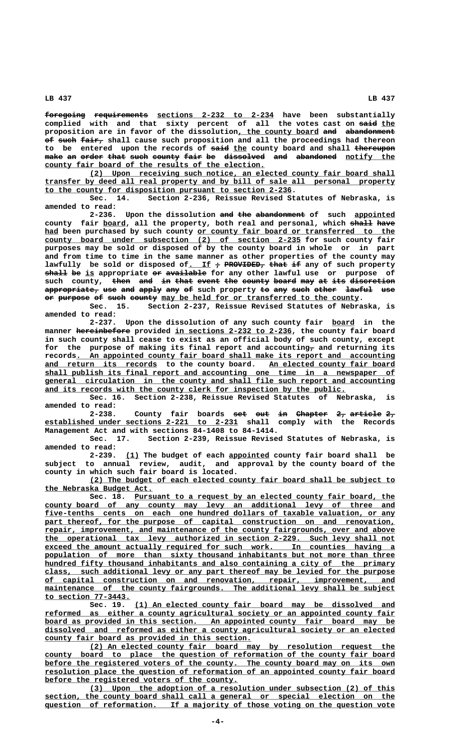foregoing requirements sections 2-232 to 2-234 have been substantially complied with and that sixty percent of all the votes cast on said the proposition are in favor of the dissolution, the county board and abandonment of such fair, shall cause such proposition and all the proceedings had thereon to be entered upon the records of said the county board and shall thereupon make an order that such county fair be dissolved and abandoned notify the county fair board of the results of the election.

(2) Upon receiving such notice, an elected county fair board shall transfer by deed all real property and by bill of sale all personal property to the county for disposition pursuant to section 2-236.

Sec. 14. Section 2-236, Reissue Revised Statutes of Nebraska, is amended to read:

2-236. Upon the dissolution and the abandonment of such appointed county fair board, all the property, both real and personal, which shall have had been purchased by such county or county fair board or transferred to the county board under subsection (2) of section 2-235 for such county fair purposes may be sold or disposed of by the county board in whole or in part and from time to time in the same manner as other properties of the county may lawfully be sold or disposed of. If ; PROVIDED, that if any of such property shall be is appropriate or available for any other lawful use or purpose of such county, then and in that event the county board may at its discretion appropriate, use and apply any of such property to any such other lawful use or purpose of such county may be held for or transferred to the county.

Sec. 15. Section 2-237, Reissue Revised Statutes of Nebraska, is amended to read:

2-237. Upon the dissolution of any such county fair board in the manner hereinbefore provided in sections 2-232 to 2-236, the county fair board in such county shall cease to exist as an official body of such county, except for the purpose of making its final report and accounting, and returning its records. An appointed county fair board shall make its report and accounting and return its records to the county board. An elected county fair board shall publish its final report and accounting one time in a newspaper of general circulation in the county and shall file such report and accounting and its records with the county clerk for inspection by the public.

Sec. 16. Section 2-238, Reissue Revised Statutes of Nebraska, is amended to read:

2-238. County fair boards set out in Chapter 2, article 2, established under sections 2-221 to 2-231 shall comply with the Records Management Act and with sections 84-1408 to 84-1414.

Sec. 17. Section 2-239, Reissue Revised Statutes of Nebraska, is amended to read:

2-239. (1) The budget of each appointed county fair board shall be subject to annual review, audit, and approval by the county board of the county in which such fair board is located.

(2) The budget of each elected county fair board shall be subject to the Nebraska Budget Act.

Sec. 18. Pursuant to a request by an elected county fair board, the county board of any county may levy an additional levy of three and five-tenths cents on each one hundred dollars of taxable valuation, or any part thereof, for the purpose of capital construction on and renovation, repair, improvement, and maintenance of the county fairgrounds, over and above the operational tax levy authorized in section 2-229. Such levy shall not exceed the amount actually required for such work. In counties having a population of more than sixty thousand inhabitants but not more than three hundred fifty thousand inhabitants and also containing a city of the primary class, such additional levy or any part thereof may be levied for the purpose of capital construction on and renovation, repair, improvement, and maintenance of the county fairgrounds. The additional levy shall be subject to section 77-3443.

Sec. 19. (1) An elected county fair board may be dissolved and reformed as either a county agricultural society or an appointed county fair board as provided in this section. An appointed county fair board may be dissolved and reformed as either a county agricultural society or an elected county fair board as provided in this section.

(2) An elected county fair board may by resolution request the county board to place the question of reformation of the county fair board before the registered voters of the county. The county board may on its own resolution place the question of reformation of an appointed county fair board before the registered voters of the county.

(3) Upon the adoption of a resolution under subsection (2) of this section, the county board shall call a general or special election on the question of reformation. If a majority of those voting on the question vote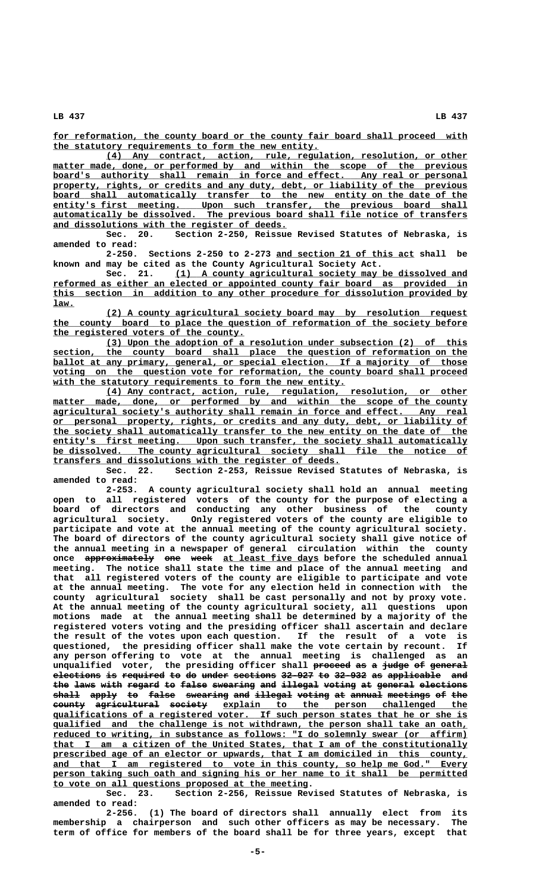for reformation, the county board or the county fair board shall proceed with the statutory requirements to form the new entity.

(4) Any contract, action, rule, regulation, resolution, or other matter made, done, or performed by and within the scope of the previous board's authority shall remain in force and effect. Any real or personal property, rights, or credits and any duty, debt, or liability of the previous board shall automatically transfer to the new entity on the date of the entity's first meeting. Upon such transfer, the previous board shall automatically be dissolved. The previous board shall file notice of transfers and dissolutions with the register of deeds.

Sec. 20. Section 2-250, Reissue Revised Statutes of Nebraska, is amended to read:

2-250. Sections 2-250 to 2-273 and section 21 of this act shall be known and may be cited as the County Agricultural Society Act.

Sec. 21. (1) A county agricultural society may be dissolved and reformed as either an elected or appointed county fair board as provided in this section in addition to any other procedure for dissolution provided by law.

(2) A county agricultural society board may by resolution request the county board to place the question of reformation of the society before the registered voters of the county.

(3) Upon the adoption of a resolution under subsection (2) of this section, the county board shall place the question of reformation on the ballot at any primary, general, or special election. If a majority of those voting on the question vote for reformation, the county board shall proceed with the statutory requirements to form the new entity.

(4) Any contract, action, rule, regulation, resolution, or other matter made, done, or performed by and within the scope of the county agricultural society's authority shall remain in force and effect. Any real or personal property, rights, or credits and any duty, debt, or liability of the society shall automatically transfer to the new entity on the date of the entity's first meeting. Upon such transfer, the society shall automatically be dissolved. The county agricultural society shall file the notice of transfers and dissolutions with the register of deeds.

Sec. 22. Section 2-253, Reissue Revised Statutes of Nebraska, is amended to read:

2-253. A county agricultural society shall hold an annual meeting open to all registered voters of the county for the purpose of electing a board of directors and conducting any other business of the county agricultural society. Only registered voters of the county are eligible to participate and vote at the annual meeting of the county agricultural society. The board of directors of the county agricultural society shall give notice of the annual meeting in a newspaper of general circulation within the county once ~~approximately one week~~ at least five days before the scheduled annual meeting. The notice shall state the time and place of the annual meeting and that all registered voters of the county are eligible to participate and vote at the annual meeting. The vote for any election held in connection with the county agricultural society shall be cast personally and not by proxy vote. At the annual meeting of the county agricultural society, all questions upon motions made at the annual meeting shall be determined by a majority of the registered voters voting and the presiding officer shall ascertain and declare the result of the votes upon each question. If the result of a vote is questioned, the presiding officer shall make the vote certain by recount. If any person offering to vote at the annual meeting is challenged as an unqualified voter, the presiding officer shall ~~proceed as a judge of general elections is required to do under sections 32-927 to 32-932 as applicable and the laws with regard to false swearing and illegal voting at general elections shall apply to false swearing and illegal voting at annual meetings of the county agricultural society~~ explain to the person challenged the qualifications of a registered voter. If such person states that he or she is qualified and the challenge is not withdrawn, the person shall take an oath, reduced to writing, in substance as follows: "I do solemnly swear (or affirm) that I am a citizen of the United States, that I am of the constitutionally prescribed age of an elector or upwards, that I am domiciled in this county, and that I am registered to vote in this county, so help me God." Every person taking such oath and signing his or her name to it shall be permitted to vote on all questions proposed at the meeting.

Sec. 23. Section 2-256, Reissue Revised Statutes of Nebraska, is amended to read:

2-256. (1) The board of directors shall annually elect from its membership a chairperson and such other officers as may be necessary. The term of office for members of the board shall be for three years, except that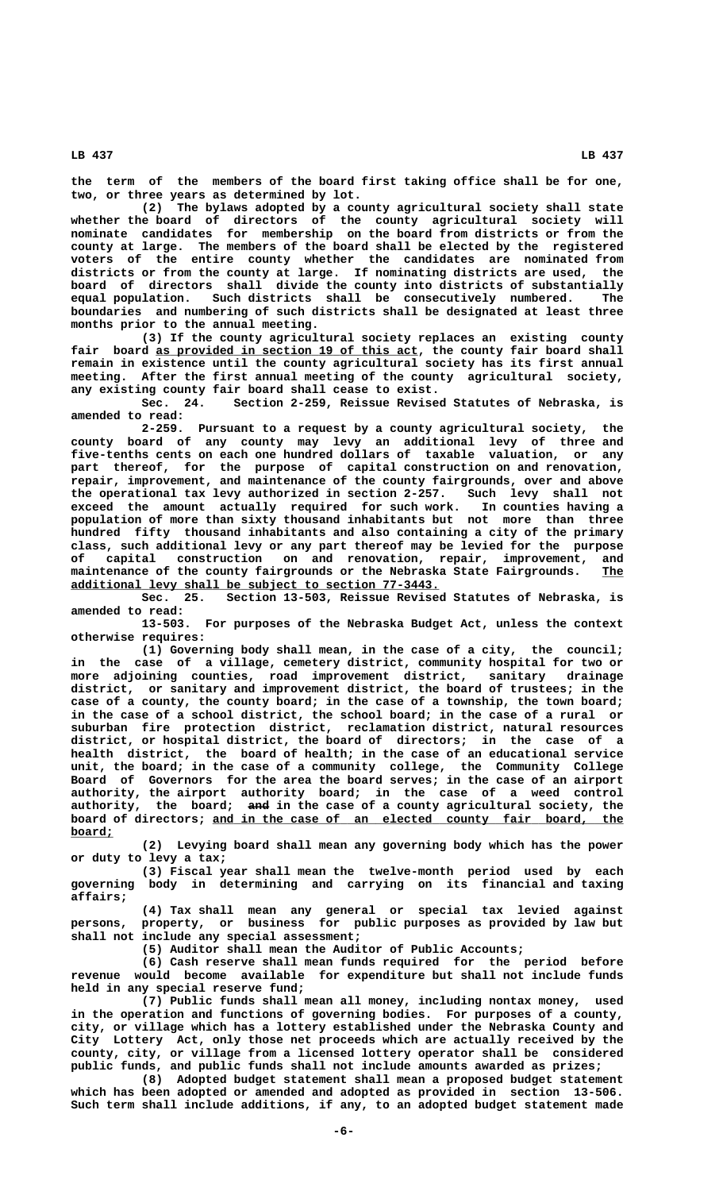the term of the members of the board first taking office shall be for one, two, or three years as determined by lot.

(2) The bylaws adopted by a county agricultural society shall state whether the board of directors of the county agricultural society will nominate candidates for membership on the board from districts or from the county at large. The members of the board shall be elected by the registered voters of the entire county whether the candidates are nominated from districts or from the county at large. If nominating districts are used, the board of directors shall divide the county into districts of substantially equal population. Such districts shall be consecutively numbered. The boundaries and numbering of such districts shall be designated at least three months prior to the annual meeting.

(3) If the county agricultural society replaces an existing county fair board as provided in section 19 of this act, the county fair board shall remain in existence until the county agricultural society has its first annual meeting. After the first annual meeting of the county agricultural society, any existing county fair board shall cease to exist.

Sec. 24. Section 2-259, Reissue Revised Statutes of Nebraska, is amended to read:

2-259. Pursuant to a request by a county agricultural society, the county board of any county may levy an additional levy of three and five-tenths cents on each one hundred dollars of taxable valuation, or any part thereof, for the purpose of capital construction on and renovation, repair, improvement, and maintenance of the county fairgrounds, over and above the operational tax levy authorized in section 2-257. Such levy shall not exceed the amount actually required for such work. In counties having a population of more than sixty thousand inhabitants but not more than three hundred fifty thousand inhabitants and also containing a city of the primary class, such additional levy or any part thereof may be levied for the purpose of capital construction on and renovation, repair, improvement, and maintenance of the county fairgrounds or the Nebraska State Fairgrounds. The additional levy shall be subject to section 77-3443.

Sec. 25. Section 13-503, Reissue Revised Statutes of Nebraska, is amended to read:

13-503. For purposes of the Nebraska Budget Act, unless the context otherwise requires:

(1) Governing body shall mean, in the case of a city, the council; in the case of a village, cemetery district, community hospital for two or more adjoining counties, road improvement district, sanitary drainage district, or sanitary and improvement district, the board of trustees; in the case of a county, the county board; in the case of a township, the town board; in the case of a school district, the school board; in the case of a rural or suburban fire protection district, reclamation district, natural resources district, or hospital district, the board of directors; in the case of a health district, the board of health; in the case of an educational service unit, the board; in the case of a community college, the Community College Board of Governors for the area the board serves; in the case of an airport authority, the airport authority board; in the case of a weed control authority, the board; ~~and~~ in the case of a county agricultural society, the board of directors; and in the case of an elected county fair board, the board;

(2) Levying board shall mean any governing body which has the power or duty to levy a tax;

(3) Fiscal year shall mean the twelve-month period used by each governing body in determining and carrying on its financial and taxing affairs;

(4) Tax shall mean any general or special tax levied against persons, property, or business for public purposes as provided by law but shall not include any special assessment;

(5) Auditor shall mean the Auditor of Public Accounts;

(6) Cash reserve shall mean funds required for the period before revenue would become available for expenditure but shall not include funds held in any special reserve fund;

(7) Public funds shall mean all money, including nontax money, used in the operation and functions of governing bodies. For purposes of a county, city, or village which has a lottery established under the Nebraska County and City Lottery Act, only those net proceeds which are actually received by the county, city, or village from a licensed lottery operator shall be considered public funds, and public funds shall not include amounts awarded as prizes;

(8) Adopted budget statement shall mean a proposed budget statement which has been adopted or amended and adopted as provided in section 13-506. Such term shall include additions, if any, to an adopted budget statement made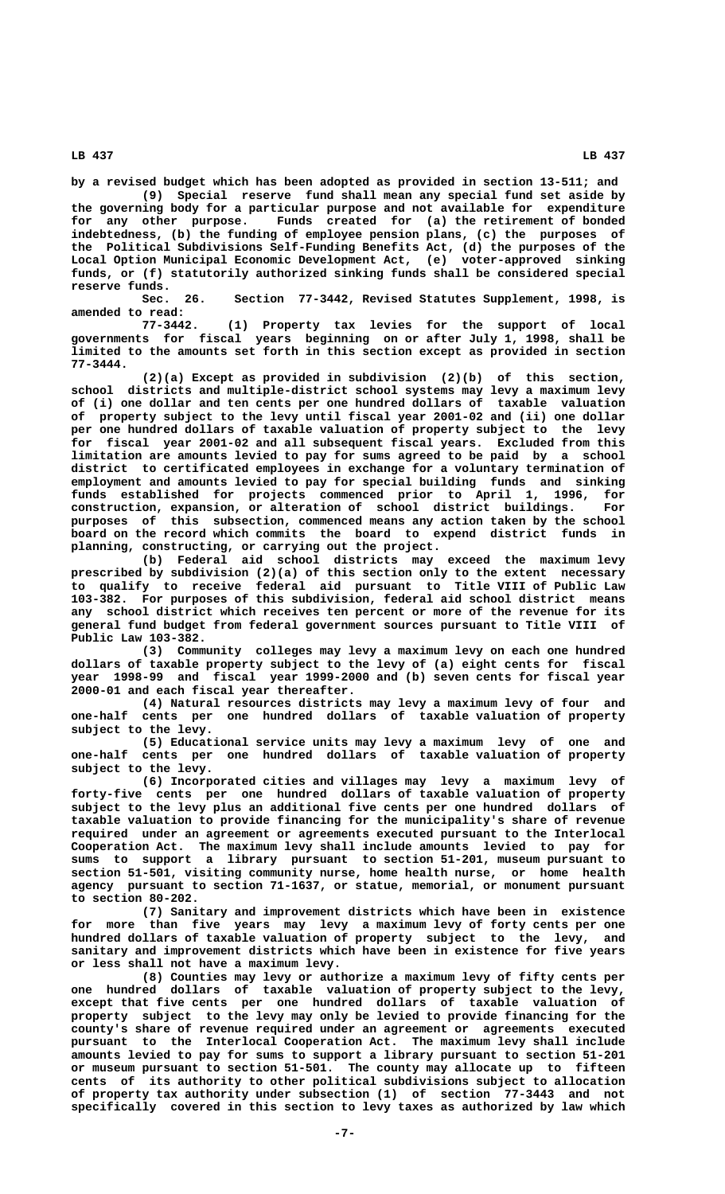by a revised budget which has been adopted as provided in section 13-511; and

(9) Special reserve fund shall mean any special fund set aside by the governing body for a particular purpose and not available for expenditure for any other purpose. Funds created for (a) the retirement of bonded indebtedness, (b) the funding of employee pension plans, (c) the purposes of the Political Subdivisions Self-Funding Benefits Act, (d) the purposes of the Local Option Municipal Economic Development Act, (e) voter-approved sinking funds, or (f) statutorily authorized sinking funds shall be considered special reserve funds.

Sec. 26. Section 77-3442, Revised Statutes Supplement, 1998, is amended to read:

77-3442. (1) Property tax levies for the support of local governments for fiscal years beginning on or after July 1, 1998, shall be limited to the amounts set forth in this section except as provided in section 77-3444.

(2)(a) Except as provided in subdivision (2)(b) of this section, school districts and multiple-district school systems may levy a maximum levy of (i) one dollar and ten cents per one hundred dollars of taxable valuation of property subject to the levy until fiscal year 2001-02 and (ii) one dollar per one hundred dollars of taxable valuation of property subject to the levy for fiscal year 2001-02 and all subsequent fiscal years. Excluded from this limitation are amounts levied to pay for sums agreed to be paid by a school district to certificated employees in exchange for a voluntary termination of employment and amounts levied to pay for special building funds and sinking funds established for projects commenced prior to April 1, 1996, for construction, expansion, or alteration of school district buildings. For purposes of this subsection, commenced means any action taken by the school board on the record which commits the board to expend district funds in planning, constructing, or carrying out the project.

(b) Federal aid school districts may exceed the maximum levy prescribed by subdivision (2)(a) of this section only to the extent necessary to qualify to receive federal aid pursuant to Title VIII of Public Law 103-382. For purposes of this subdivision, federal aid school district means any school district which receives ten percent or more of the revenue for its general fund budget from federal government sources pursuant to Title VIII of Public Law 103-382.

(3) Community colleges may levy a maximum levy on each one hundred dollars of taxable property subject to the levy of (a) eight cents for fiscal year 1998-99 and fiscal year 1999-2000 and (b) seven cents for fiscal year 2000-01 and each fiscal year thereafter.

(4) Natural resources districts may levy a maximum levy of four and one-half cents per one hundred dollars of taxable valuation of property subject to the levy.

(5) Educational service units may levy a maximum levy of one and one-half cents per one hundred dollars of taxable valuation of property subject to the levy.

(6) Incorporated cities and villages may levy a maximum levy of forty-five cents per one hundred dollars of taxable valuation of property subject to the levy plus an additional five cents per one hundred dollars of taxable valuation to provide financing for the municipality's share of revenue required under an agreement or agreements executed pursuant to the Interlocal Cooperation Act. The maximum levy shall include amounts levied to pay for sums to support a library pursuant to section 51-201, museum pursuant to section 51-501, visiting community nurse, home health nurse, or home health agency pursuant to section 71-1637, or statue, memorial, or monument pursuant to section 80-202.

(7) Sanitary and improvement districts which have been in existence for more than five years may levy a maximum levy of forty cents per one hundred dollars of taxable valuation of property subject to the levy, and sanitary and improvement districts which have been in existence for five years or less shall not have a maximum levy.

(8) Counties may levy or authorize a maximum levy of fifty cents per one hundred dollars of taxable valuation of property subject to the levy, except that five cents per one hundred dollars of taxable valuation of property subject to the levy may only be levied to provide financing for the county's share of revenue required under an agreement or agreements executed pursuant to the Interlocal Cooperation Act. The maximum levy shall include amounts levied to pay for sums to support a library pursuant to section 51-201 or museum pursuant to section 51-501. The county may allocate up to fifteen cents of its authority to other political subdivisions subject to allocation of property tax authority under subsection (1) of section 77-3443 and not specifically covered in this section to levy taxes as authorized by law which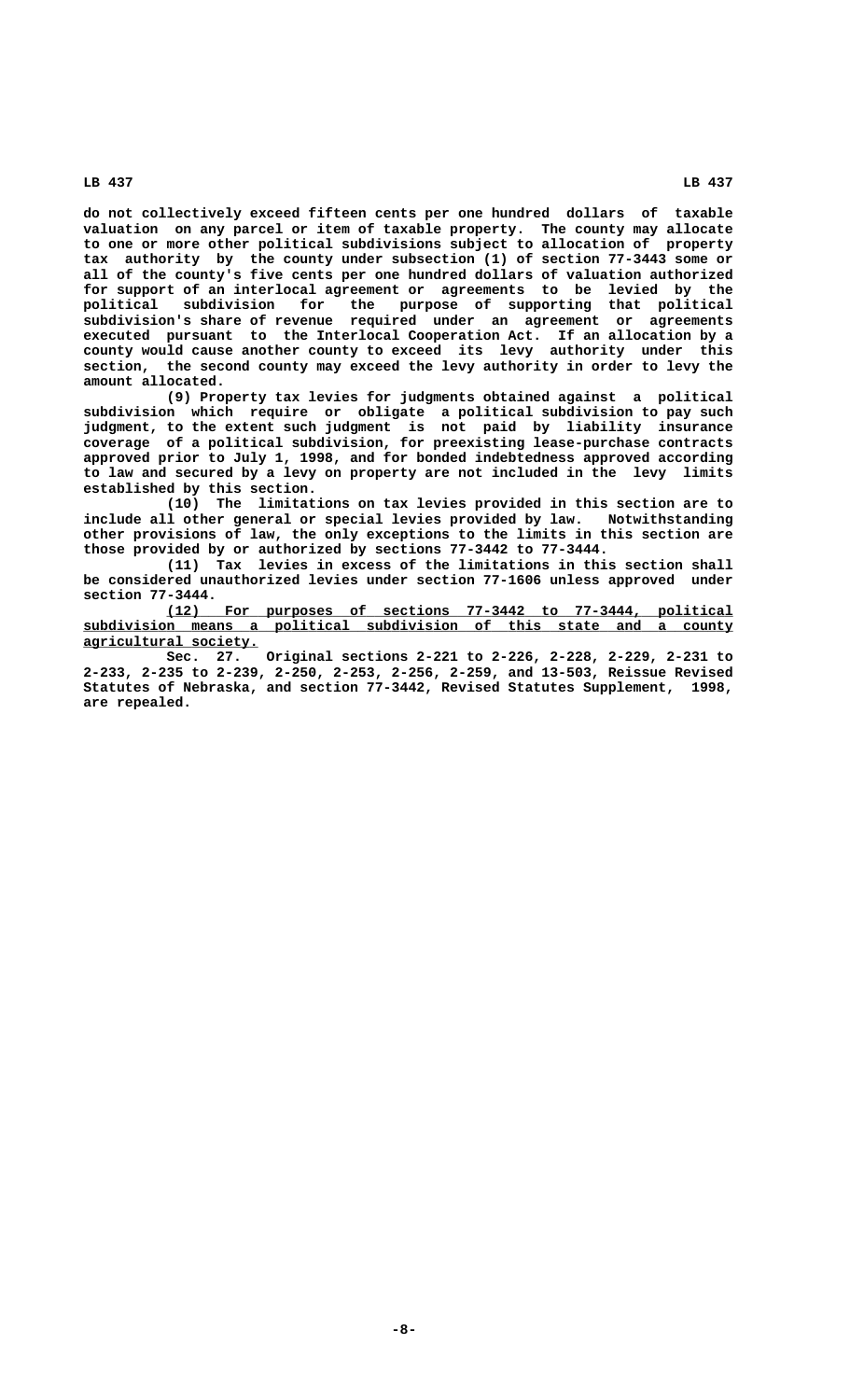do not collectively exceed fifteen cents per one hundred dollars of taxable valuation on any parcel or item of taxable property. The county may allocate to one or more other political subdivisions subject to allocation of property tax authority by the county under subsection (1) of section 77-3443 some or all of the county's five cents per one hundred dollars of valuation authorized for support of an interlocal agreement or agreements to be levied by the political subdivision for the purpose of supporting that political subdivision's share of revenue required under an agreement or agreements executed pursuant to the Interlocal Cooperation Act. If an allocation by a county would cause another county to exceed its levy authority under this section, the second county may exceed the levy authority in order to levy the amount allocated.

(9) Property tax levies for judgments obtained against a political subdivision which require or obligate a political subdivision to pay such judgment, to the extent such judgment is not paid by liability insurance coverage of a political subdivision, for preexisting lease-purchase contracts approved prior to July 1, 1998, and for bonded indebtedness approved according to law and secured by a levy on property are not included in the levy limits established by this section.

(10) The limitations on tax levies provided in this section are to include all other general or special levies provided by law. Notwithstanding other provisions of law, the only exceptions to the limits in this section are those provided by or authorized by sections 77-3442 to 77-3444.

(11) Tax levies in excess of the limitations in this section shall be considered unauthorized levies under section 77-1606 unless approved under section 77-3444.

<u>(12) For purposes of sections 77-3442 to 77-3444, political subdivision means a political subdivision of this state and a county agricultural society.</u>

Sec. 27. Original sections 2-221 to 2-226, 2-228, 2-229, 2-231 to 2-233, 2-235 to 2-239, 2-250, 2-253, 2-256, 2-259, and 13-503, Reissue Revised Statutes of Nebraska, and section 77-3442, Revised Statutes Supplement, 1998, are repealed.